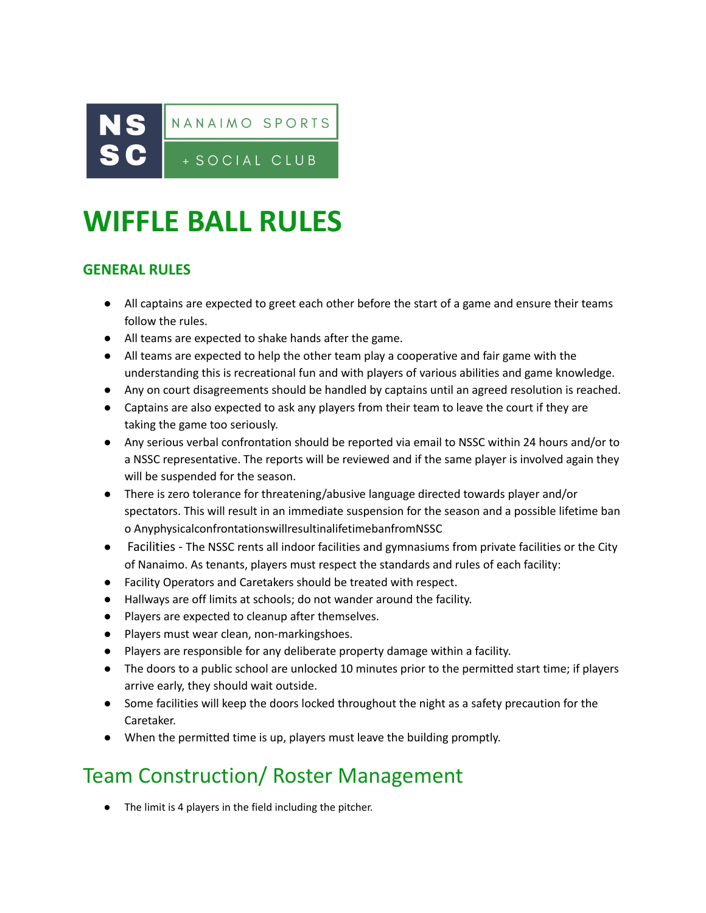NS SC NANAIMO SPORTS + SOCIAL CLUB

# WIFFLE BALL RULES

## GENERAL RULES

- All captains are expected to greet each other before the start of a game and ensure their teams follow the rules.
- All teams are expected to shake hands after the game.
- All teams are expected to help the other team play a cooperative and fair game with the understanding this is recreational fun and with players of various abilities and game knowledge.
- Any on court disagreements should be handled by captains until an agreed resolution is reached.
- Captains are also expected to ask any players from their team to leave the court if they are taking the game too seriously.
- Any serious verbal confrontation should be reported via email to NSSC within 24 hours and/or to a NSSC representative. The reports will be reviewed and if the same player is involved again they will be suspended for the season.
- There is zero tolerance for threatening/abusive language directed towards player and/or spectators. This will result in an immediate suspension for the season and a possible lifetime ban o AnyphysicalconfrontationswillresultinalifetimebanfromNSSC
- Facilities - The NSSC rents all indoor facilities and gymnasiums from private facilities or the City of Nanaimo. As tenants, players must respect the standards and rules of each facility:
- Facility Operators and Caretakers should be treated with respect.
- Hallways are off limits at schools; do not wander around the facility.
- Players are expected to cleanup after themselves.
- Players must wear clean, non-markingshoes.
- Players are responsible for any deliberate property damage within a facility.
- The doors to a public school are unlocked 10 minutes prior to the permitted start time; if players arrive early, they should wait outside.
- Some facilities will keep the doors locked throughout the night as a safety precaution for the Caretaker.
- When the permitted time is up, players must leave the building promptly.

## Team Construction/ Roster Management

- The limit is 4 players in the field including the pitcher.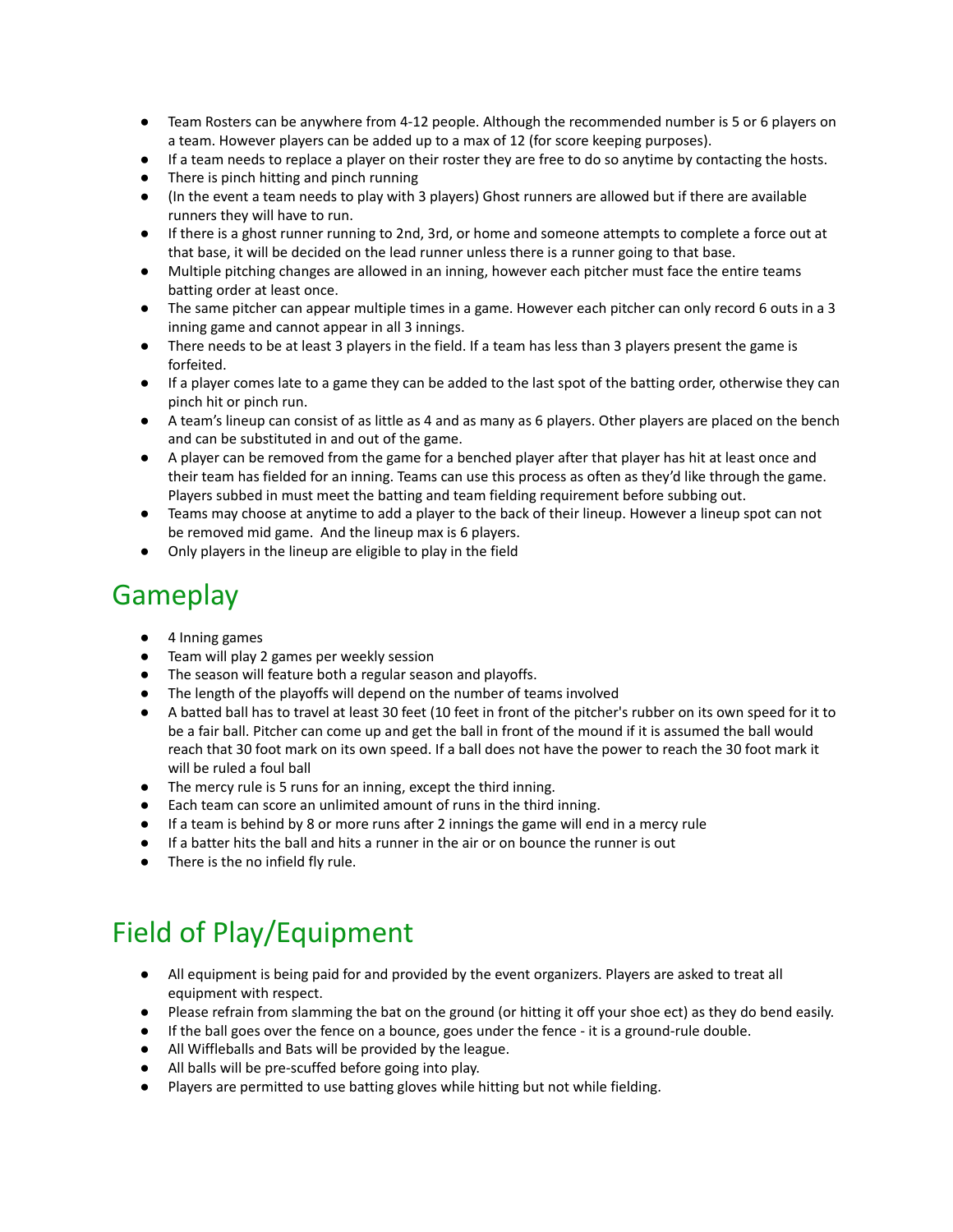- Team Rosters can be anywhere from 4-12 people. Although the recommended number is 5 or 6 players on a team. However players can be added up to a max of 12 (for score keeping purposes).
- If a team needs to replace a player on their roster they are free to do so anytime by contacting the hosts.
- There is pinch hitting and pinch running
- (In the event a team needs to play with 3 players) Ghost runners are allowed but if there are available runners they will have to run.
- If there is a ghost runner running to 2nd, 3rd, or home and someone attempts to complete a force out at that base, it will be decided on the lead runner unless there is a runner going to that base.
- Multiple pitching changes are allowed in an inning, however each pitcher must face the entire teams batting order at least once.
- The same pitcher can appear multiple times in a game. However each pitcher can only record 6 outs in a 3 inning game and cannot appear in all 3 innings.
- There needs to be at least 3 players in the field. If a team has less than 3 players present the game is forfeited.
- If a player comes late to a game they can be added to the last spot of the batting order, otherwise they can pinch hit or pinch run.
- A team's lineup can consist of as little as 4 and as many as 6 players. Other players are placed on the bench and can be substituted in and out of the game.
- A player can be removed from the game for a benched player after that player has hit at least once and their team has fielded for an inning. Teams can use this process as often as they'd like through the game. Players subbed in must meet the batting and team fielding requirement before subbing out.
- Teams may choose at anytime to add a player to the back of their lineup. However a lineup spot can not be removed mid game. And the lineup max is 6 players.
- Only players in the lineup are eligible to play in the field

# Gameplay

- 4 Inning games
- Team will play 2 games per weekly session
- The season will feature both a regular season and playoffs.
- The length of the playoffs will depend on the number of teams involved
- A batted ball has to travel at least 30 feet (10 feet in front of the pitcher's rubber on its own speed for it to be a fair ball. Pitcher can come up and get the ball in front of the mound if it is assumed the ball would reach that 30 foot mark on its own speed. If a ball does not have the power to reach the 30 foot mark it will be ruled a foul ball
- The mercy rule is 5 runs for an inning, except the third inning.
- Each team can score an unlimited amount of runs in the third inning.
- If a team is behind by 8 or more runs after 2 innings the game will end in a mercy rule
- If a batter hits the ball and hits a runner in the air or on bounce the runner is out
- There is the no infield fly rule.

# Field of Play/Equipment

- All equipment is being paid for and provided by the event organizers. Players are asked to treat all equipment with respect.
- Please refrain from slamming the bat on the ground (or hitting it off your shoe ect) as they do bend easily.
- If the ball goes over the fence on a bounce, goes under the fence - it is a ground-rule double.
- All Wiffleballs and Bats will be provided by the league.
- All balls will be pre-scuffed before going into play.
- Players are permitted to use batting gloves while hitting but not while fielding.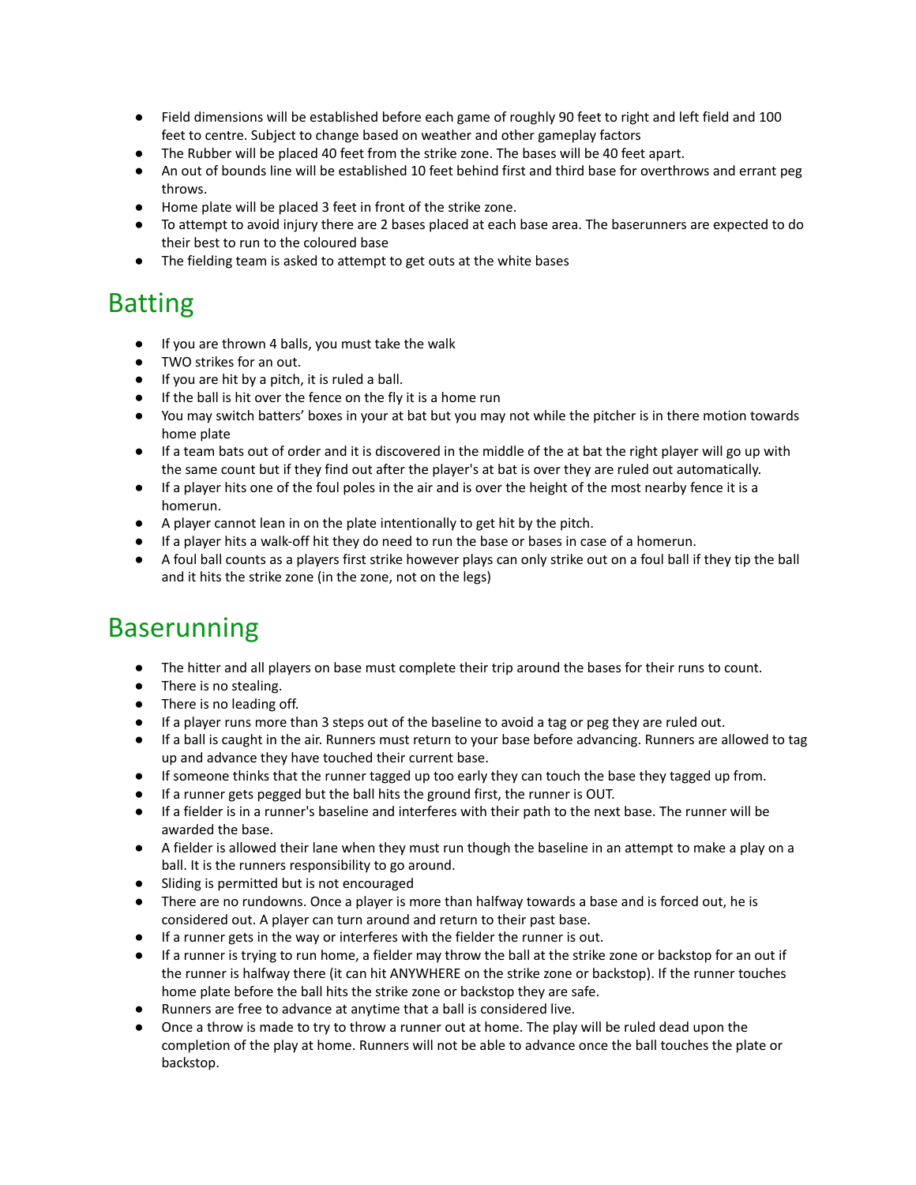- Field dimensions will be established before each game of roughly 90 feet to right and left field and 100 feet to centre. Subject to change based on weather and other gameplay factors
- The Rubber will be placed 40 feet from the strike zone. The bases will be 40 feet apart.
- An out of bounds line will be established 10 feet behind first and third base for overthrows and errant peg throws.
- Home plate will be placed 3 feet in front of the strike zone.
- To attempt to avoid injury there are 2 bases placed at each base area. The baserunners are expected to do their best to run to the coloured base
- The fielding team is asked to attempt to get outs at the white bases

# Batting

- If you are thrown 4 balls, you must take the walk
- TWO strikes for an out.
- If you are hit by a pitch, it is ruled a ball.
- If the ball is hit over the fence on the fly it is a home run
- You may switch batters' boxes in your at bat but you may not while the pitcher is in there motion towards home plate
- If a team bats out of order and it is discovered in the middle of the at bat the right player will go up with the same count but if they find out after the player's at bat is over they are ruled out automatically.
- If a player hits one of the foul poles in the air and is over the height of the most nearby fence it is a homerun.
- A player cannot lean in on the plate intentionally to get hit by the pitch.
- If a player hits a walk-off hit they do need to run the base or bases in case of a homerun.
- A foul ball counts as a players first strike however plays can only strike out on a foul ball if they tip the ball and it hits the strike zone (in the zone, not on the legs)

# Baserunning

- The hitter and all players on base must complete their trip around the bases for their runs to count.
- There is no stealing.
- There is no leading off.
- If a player runs more than 3 steps out of the baseline to avoid a tag or peg they are ruled out.
- If a ball is caught in the air. Runners must return to your base before advancing. Runners are allowed to tag up and advance they have touched their current base.
- If someone thinks that the runner tagged up too early they can touch the base they tagged up from.
- If a runner gets pegged but the ball hits the ground first, the runner is OUT.
- If a fielder is in a runner's baseline and interferes with their path to the next base. The runner will be awarded the base.
- A fielder is allowed their lane when they must run though the baseline in an attempt to make a play on a ball. It is the runners responsibility to go around.
- Sliding is permitted but is not encouraged
- There are no rundowns. Once a player is more than halfway towards a base and is forced out, he is considered out. A player can turn around and return to their past base.
- If a runner gets in the way or interferes with the fielder the runner is out.
- If a runner is trying to run home, a fielder may throw the ball at the strike zone or backstop for an out if the runner is halfway there (it can hit ANYWHERE on the strike zone or backstop). If the runner touches home plate before the ball hits the strike zone or backstop they are safe.
- Runners are free to advance at anytime that a ball is considered live.
- Once a throw is made to try to throw a runner out at home. The play will be ruled dead upon the completion of the play at home. Runners will not be able to advance once the ball touches the plate or backstop.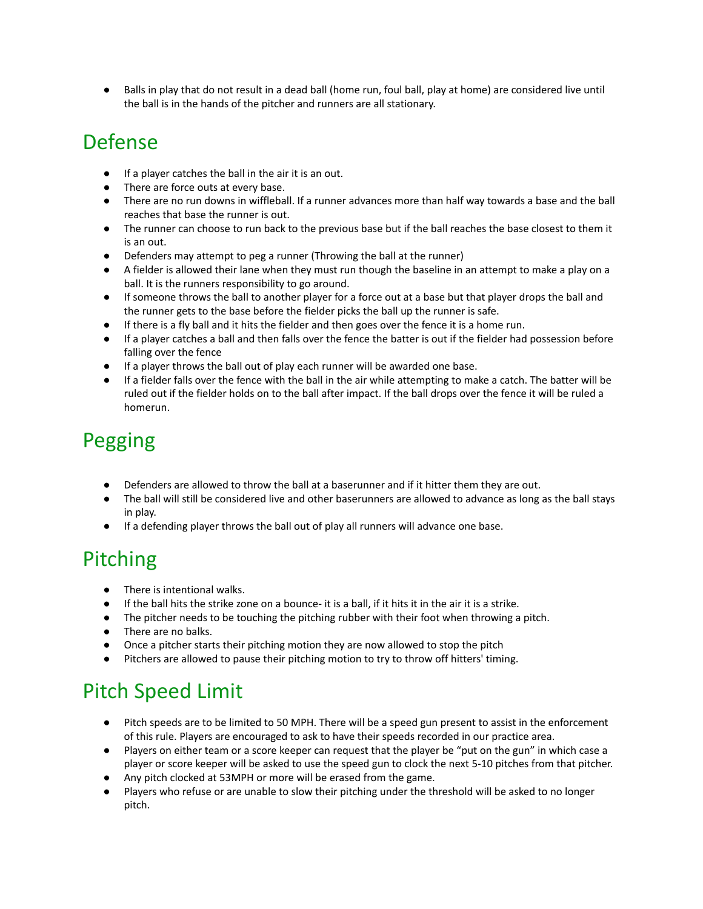- Balls in play that do not result in a dead ball (home run, foul ball, play at home) are considered live until the ball is in the hands of the pitcher and runners are all stationary.

## Defense

- If a player catches the ball in the air it is an out.
- There are force outs at every base.
- There are no run downs in wiffleball. If a runner advances more than half way towards a base and the ball reaches that base the runner is out.
- The runner can choose to run back to the previous base but if the ball reaches the base closest to them it is an out.
- Defenders may attempt to peg a runner (Throwing the ball at the runner)
- A fielder is allowed their lane when they must run though the baseline in an attempt to make a play on a ball. It is the runners responsibility to go around.
- If someone throws the ball to another player for a force out at a base but that player drops the ball and the runner gets to the base before the fielder picks the ball up the runner is safe.
- If there is a fly ball and it hits the fielder and then goes over the fence it is a home run.
- If a player catches a ball and then falls over the fence the batter is out if the fielder had possession before falling over the fence
- If a player throws the ball out of play each runner will be awarded one base.
- If a fielder falls over the fence with the ball in the air while attempting to make a catch. The batter will be ruled out if the fielder holds on to the ball after impact. If the ball drops over the fence it will be ruled a homerun.

## Pegging

- Defenders are allowed to throw the ball at a baserunner and if it hitter them they are out.
- The ball will still be considered live and other baserunners are allowed to advance as long as the ball stays in play.
- If a defending player throws the ball out of play all runners will advance one base.

## Pitching

- There is intentional walks.
- If the ball hits the strike zone on a bounce- it is a ball, if it hits it in the air it is a strike.
- The pitcher needs to be touching the pitching rubber with their foot when throwing a pitch.
- There are no balks.
- Once a pitcher starts their pitching motion they are now allowed to stop the pitch
- Pitchers are allowed to pause their pitching motion to try to throw off hitters' timing.

## Pitch Speed Limit

- Pitch speeds are to be limited to 50 MPH. There will be a speed gun present to assist in the enforcement of this rule. Players are encouraged to ask to have their speeds recorded in our practice area.
- Players on either team or a score keeper can request that the player be "put on the gun" in which case a player or score keeper will be asked to use the speed gun to clock the next 5-10 pitches from that pitcher.
- Any pitch clocked at 53MPH or more will be erased from the game.
- Players who refuse or are unable to slow their pitching under the threshold will be asked to no longer pitch.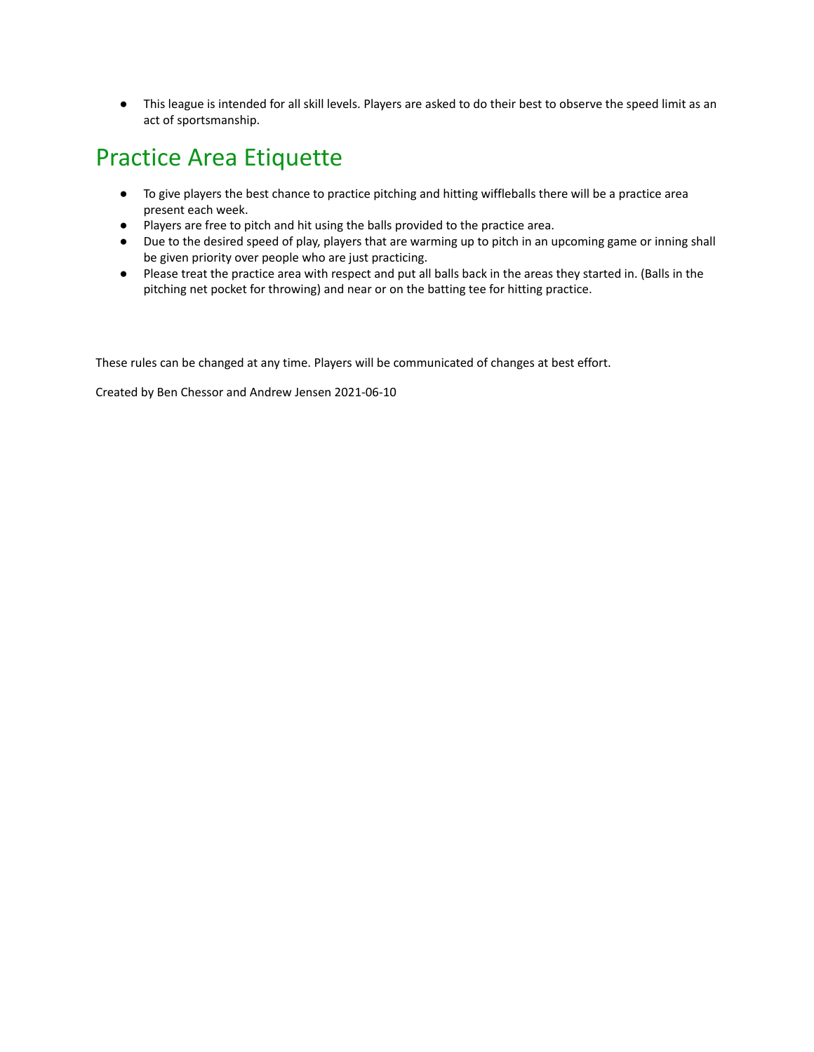- This league is intended for all skill levels. Players are asked to do their best to observe the speed limit as an act of sportsmanship.

## Practice Area Etiquette

- To give players the best chance to practice pitching and hitting wiffleballs there will be a practice area present each week.
- Players are free to pitch and hit using the balls provided to the practice area.
- Due to the desired speed of play, players that are warming up to pitch in an upcoming game or inning shall be given priority over people who are just practicing.
- Please treat the practice area with respect and put all balls back in the areas they started in. (Balls in the pitching net pocket for throwing) and near or on the batting tee for hitting practice.

These rules can be changed at any time. Players will be communicated of changes at best effort.

Created by Ben Chessor and Andrew Jensen 2021-06-10